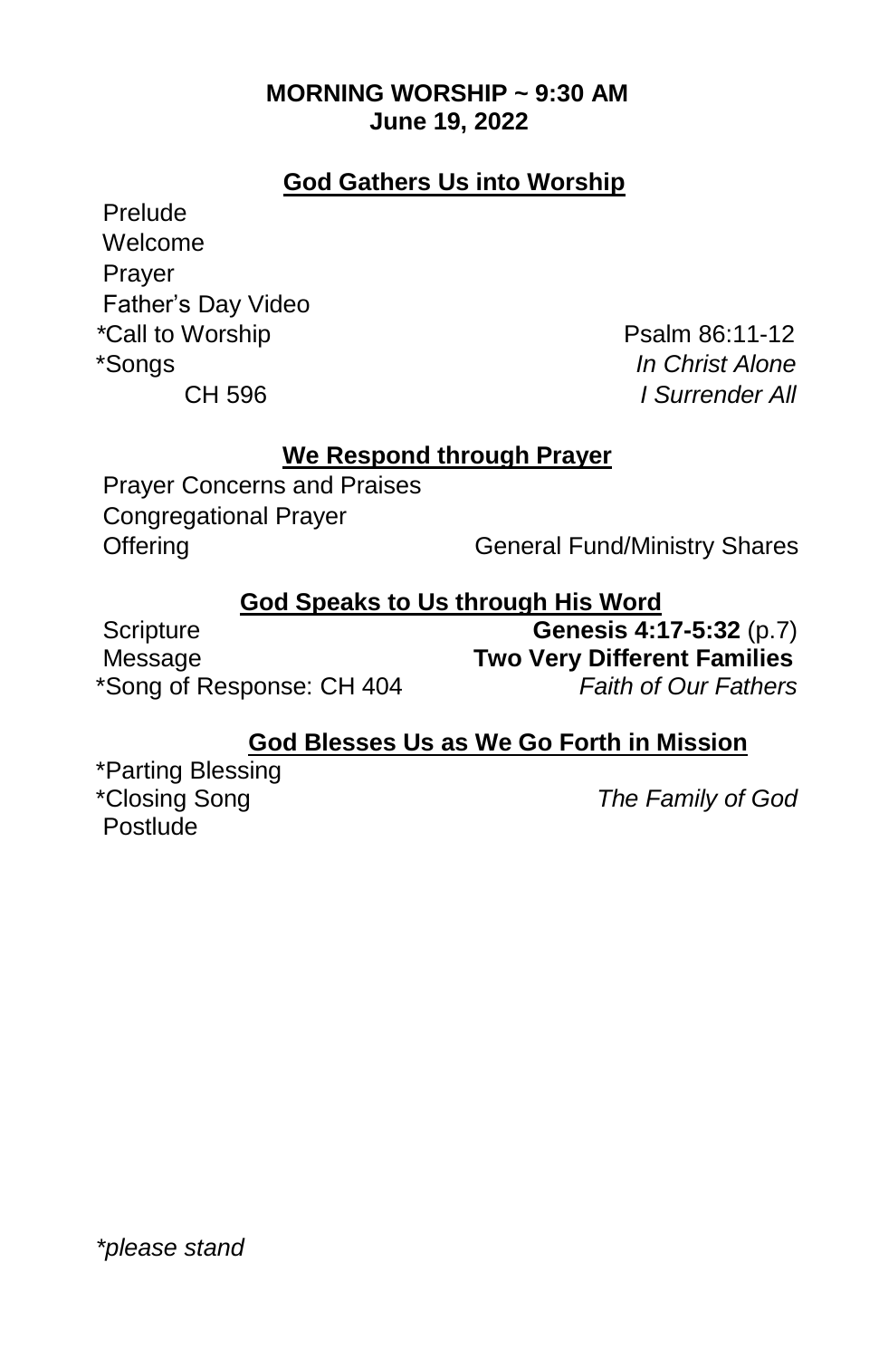**MORNING WORSHIP ~ 9:30 AM**
**June 19, 2022**

## God Gathers Us into Worship

Prelude
Welcome
Prayer
Father's Day Video
*Call to Worship — Psalm 86:11-12
*Songs — *In Christ Alone*
CH 596 — *I Surrender All*

## We Respond through Prayer

Prayer Concerns and Praises
Congregational Prayer
Offering — General Fund/Ministry Shares

## God Speaks to Us through His Word

Scripture — **Genesis 4:17-5:32** (p.7)
Message — **Two Very Different Families**
*Song of Response: CH 404 — *Faith of Our Fathers*

## God Blesses Us as We Go Forth in Mission

*Parting Blessing
*Closing Song — *The Family of God*
Postlude

*\*please stand*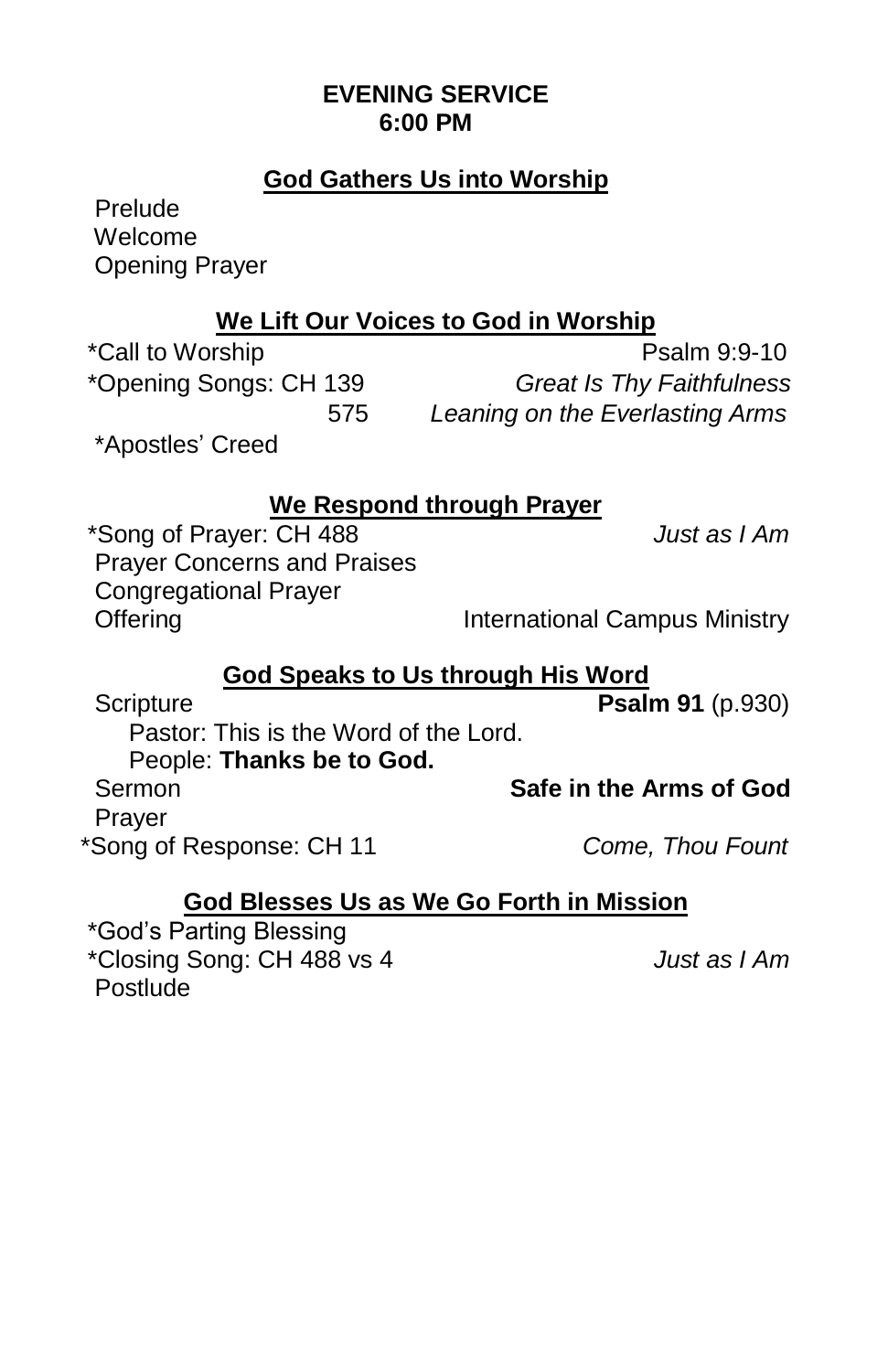# EVENING SERVICE
## 6:00 PM

### God Gathers Us into Worship

Prelude
Welcome
Opening Prayer

### We Lift Our Voices to God in Worship

*Call to Worship — Psalm 9:9-10
*Opening Songs: CH 139 — *Great Is Thy Faithfulness*
575 — *Leaning on the Everlasting Arms*
*Apostles' Creed

### We Respond through Prayer

*Song of Prayer: CH 488 — *Just as I Am*
Prayer Concerns and Praises
Congregational Prayer
Offering — International Campus Ministry

### God Speaks to Us through His Word

Scripture — **Psalm 91** (p.930)
Pastor: This is the Word of the Lord.
People: **Thanks be to God.**
Sermon — **Safe in the Arms of God**
Prayer
*Song of Response: CH 11 — *Come, Thou Fount*

### God Blesses Us as We Go Forth in Mission

*God's Parting Blessing
*Closing Song: CH 488 vs 4 — *Just as I Am*
Postlude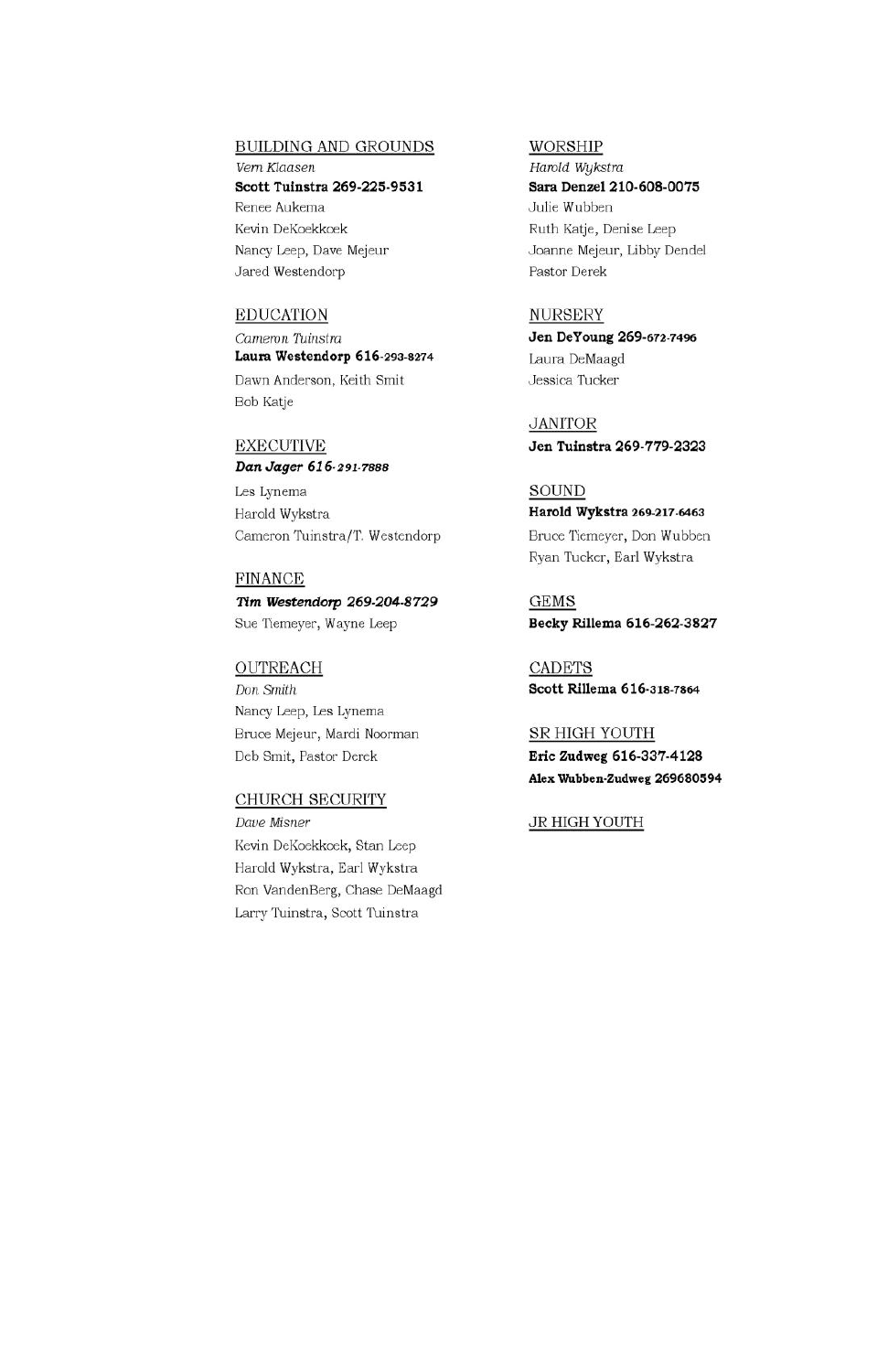### BUILDING AND GROUNDS

*Vern Klaasen*
**Scott Tuinstra 269-225-9531**
Renee Aukema
Kevin DeKoekkoek
Nancy Leep, Dave Mejeur
Jared Westendorp

### EDUCATION

*Cameron Tuinstra*
**Laura Westendorp 616-293-8274**
Dawn Anderson, Keith Smit
Bob Katje

### EXECUTIVE

***Dan Jager 616-291-7888***
Les Lynema
Harold Wykstra
Cameron Tuinstra/T. Westendorp

### FINANCE

***Tim Westendorp 269-204-8729***
Sue Tiemeyer, Wayne Leep

### OUTREACH

*Don Smith*
Nancy Leep, Les Lynema
Bruce Mejeur, Mardi Noorman
Deb Smit, Pastor Derek

### CHURCH SECURITY

*Dave Misner*
Kevin DeKoekkoek, Stan Leep
Harold Wykstra, Earl Wykstra
Ron VandenBerg, Chase DeMaagd
Larry Tuinstra, Scott Tuinstra

### WORSHIP

*Harold Wykstra*
**Sara Denzel 210-608-0075**
Julie Wubben
Ruth Katje, Denise Leep
Joanne Mejeur, Libby Dendel
Pastor Derek

### NURSERY

**Jen DeYoung 269-672-7496**
Laura DeMaagd
Jessica Tucker

### JANITOR

**Jen Tuinstra 269-779-2323**

### SOUND

**Harold Wykstra 269-217-6463**
Bruce Tiemeyer, Don Wubben
Ryan Tucker, Earl Wykstra

### GEMS

**Becky Rillema 616-262-3827**

### CADETS

**Scott Rillema 616-318-7864**

### SR HIGH YOUTH

**Eric Zudweg 616-337-4128**
**Alex Wubben-Zudweg 269680594**

### JR HIGH YOUTH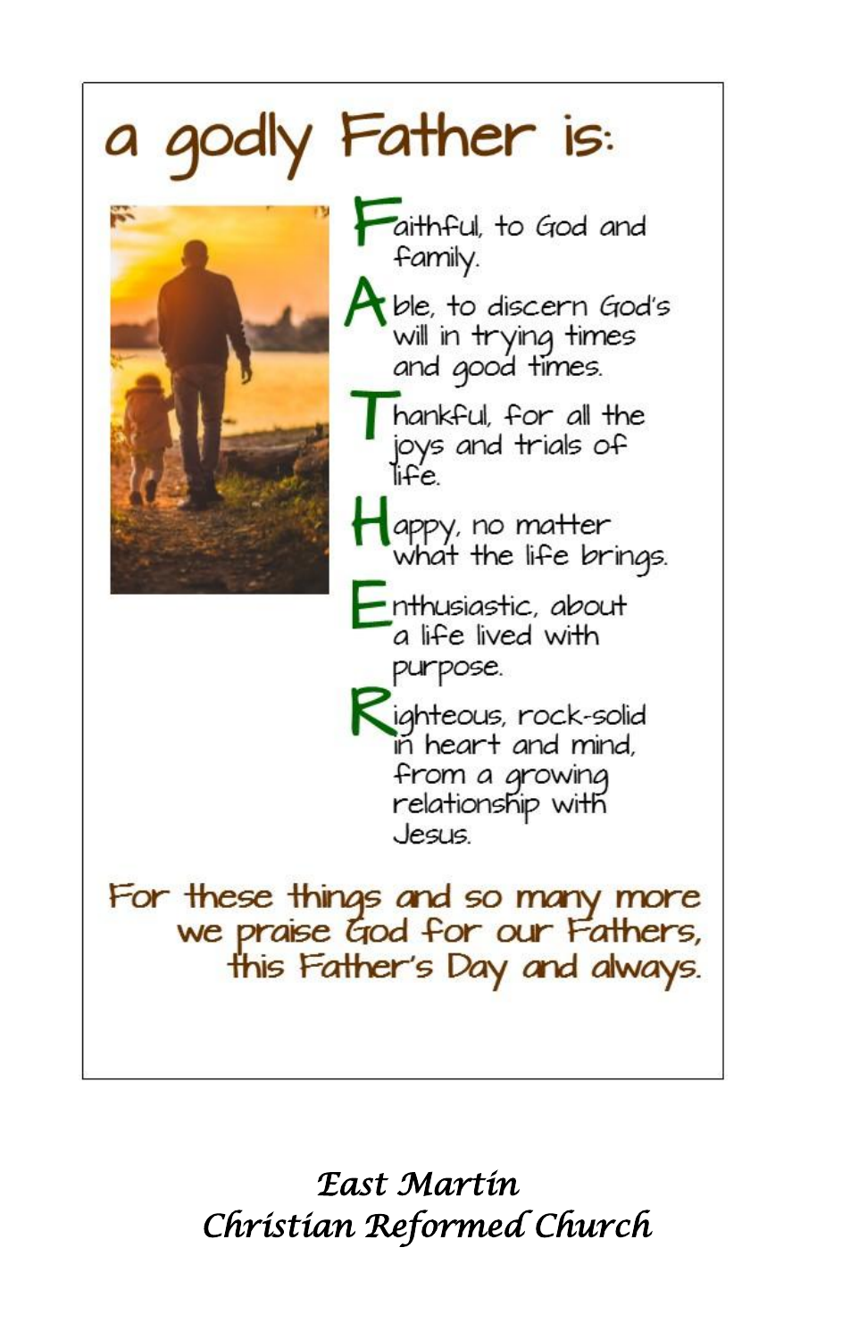# a godly Father is:

**F**aithful, to God and family.

**A**ble, to discern God's will in trying times and good times.

**T**hankful, for all the joys and trials of life.

**H**appy, no matter what the life brings.

**E**nthusiastic, about a life lived with purpose.

**R**ighteous, rock-solid in heart and mind, from a growing relationship with Jesus.

For these things and so many more we praise God for our Fathers, this Father's Day and always.

*East Martin*
*Christian Reformed Church*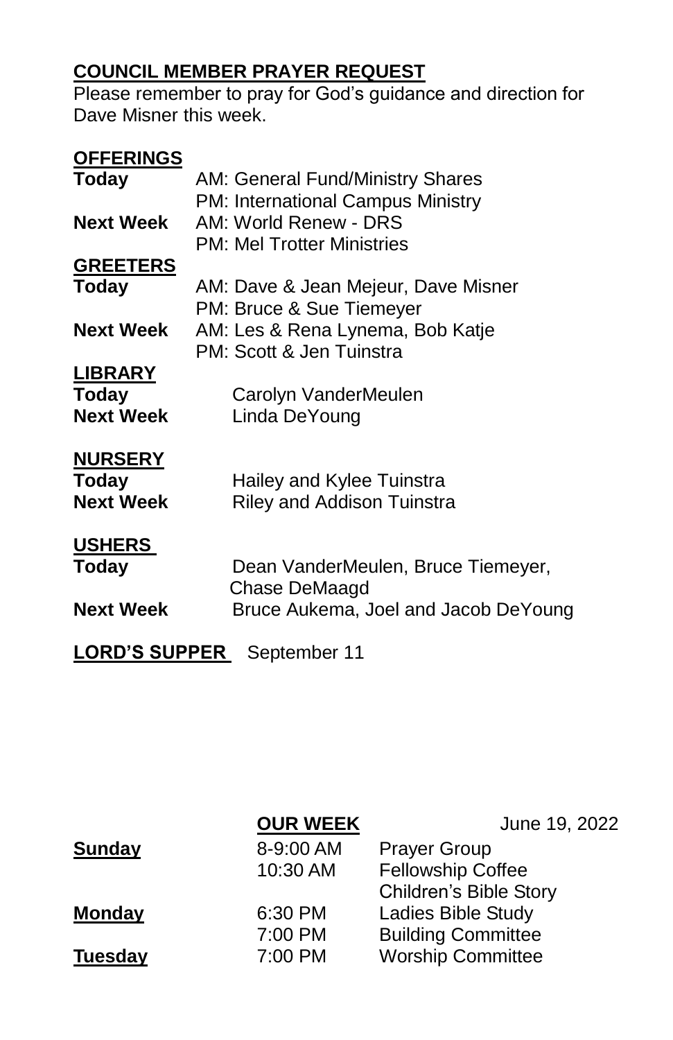**COUNCIL MEMBER PRAYER REQUEST**

Please remember to pray for God's guidance and direction for Dave Misner this week.

**OFFERINGS**

| | |
|---|---|
| **Today** | AM: General Fund/Ministry Shares |
| | PM: International Campus Ministry |
| **Next Week** | AM: World Renew - DRS |
| | PM: Mel Trotter Ministries |

**GREETERS**

| | |
|---|---|
| **Today** | AM: Dave & Jean Mejeur, Dave Misner |
| | PM: Bruce & Sue Tiemeyer |
| **Next Week** | AM: Les & Rena Lynema, Bob Katje |
| | PM: Scott & Jen Tuinstra |

**LIBRARY**

| | |
|---|---|
| **Today** | Carolyn VanderMeulen |
| **Next Week** | Linda DeYoung |

**NURSERY**

| | |
|---|---|
| **Today** | Hailey and Kylee Tuinstra |
| **Next Week** | Riley and Addison Tuinstra |

**USHERS**

| | |
|---|---|
| **Today** | Dean VanderMeulen, Bruce Tiemeyer, Chase DeMaagd |
| **Next Week** | Bruce Aukema, Joel and Jacob DeYoung |

**LORD'S SUPPER** September 11

**OUR WEEK** June 19, 2022

| | | |
|---|---|---|
| **Sunday** | 8-9:00 AM | Prayer Group |
| | 10:30 AM | Fellowship Coffee |
| | | Children's Bible Story |
| **Monday** | 6:30 PM | Ladies Bible Study |
| | 7:00 PM | Building Committee |
| **Tuesday** | 7:00 PM | Worship Committee |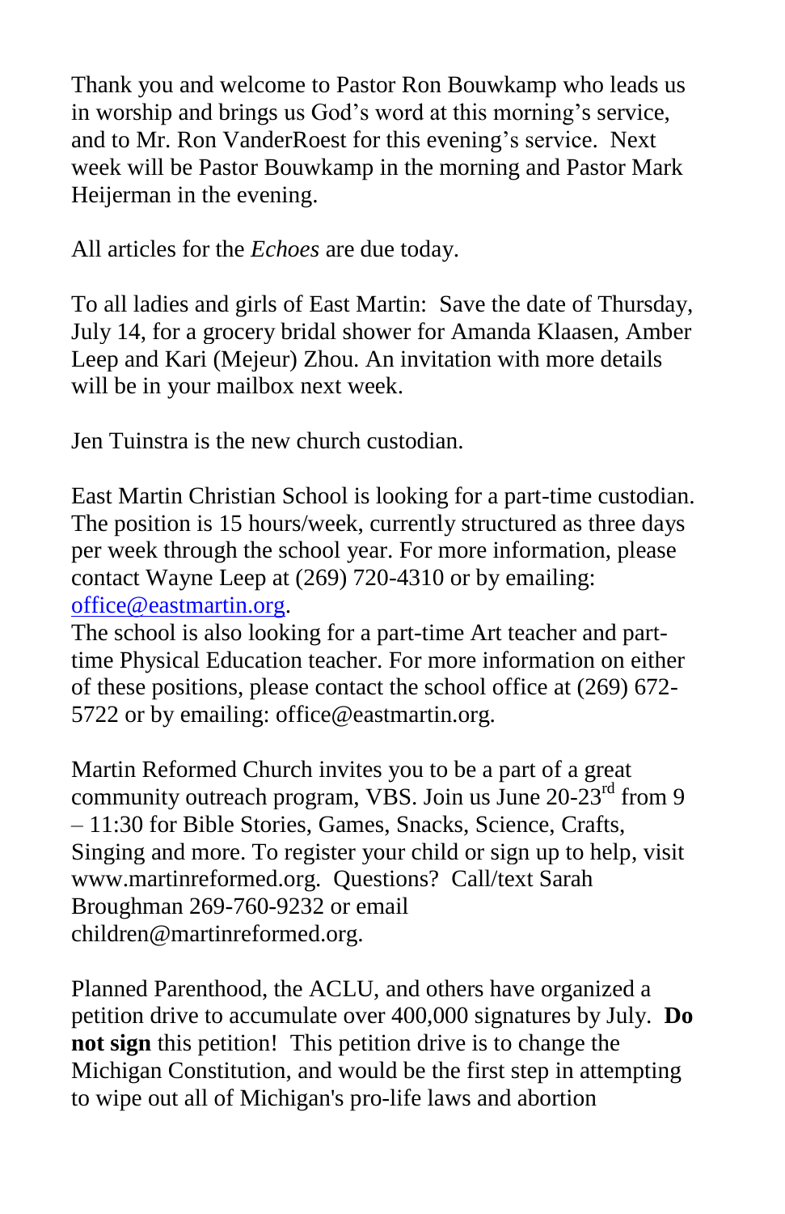Thank you and welcome to Pastor Ron Bouwkamp who leads us in worship and brings us God's word at this morning's service, and to Mr. Ron VanderRoest for this evening's service. Next week will be Pastor Bouwkamp in the morning and Pastor Mark Heijerman in the evening.

All articles for the *Echoes* are due today.

To all ladies and girls of East Martin: Save the date of Thursday, July 14, for a grocery bridal shower for Amanda Klaasen, Amber Leep and Kari (Mejeur) Zhou. An invitation with more details will be in your mailbox next week.

Jen Tuinstra is the new church custodian.

East Martin Christian School is looking for a part-time custodian. The position is 15 hours/week, currently structured as three days per week through the school year. For more information, please contact Wayne Leep at (269) 720-4310 or by emailing: office@eastmartin.org.
The school is also looking for a part-time Art teacher and part-time Physical Education teacher. For more information on either of these positions, please contact the school office at (269) 672-5722 or by emailing: office@eastmartin.org.

Martin Reformed Church invites you to be a part of a great community outreach program, VBS. Join us June 20-23rd from 9 – 11:30 for Bible Stories, Games, Snacks, Science, Crafts, Singing and more. To register your child or sign up to help, visit www.martinreformed.org. Questions? Call/text Sarah Broughman 269-760-9232 or email children@martinreformed.org.

Planned Parenthood, the ACLU, and others have organized a petition drive to accumulate over 400,000 signatures by July. **Do not sign** this petition! This petition drive is to change the Michigan Constitution, and would be the first step in attempting to wipe out all of Michigan's pro-life laws and abortion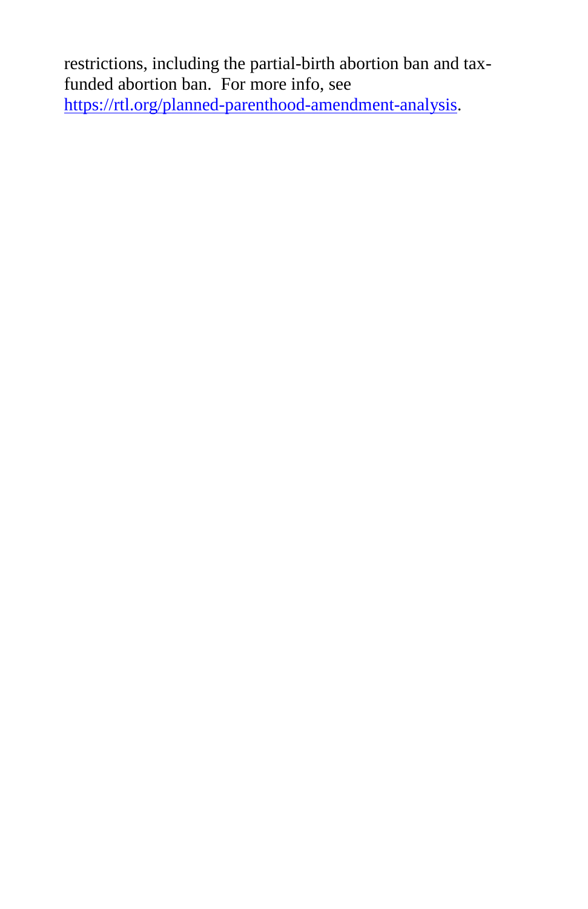restrictions, including the partial-birth abortion ban and tax-funded abortion ban. For more info, see [https://rtl.org/planned-parenthood-amendment-analysis](https://rtl.org/planned-parenthood-amendment-analysis).